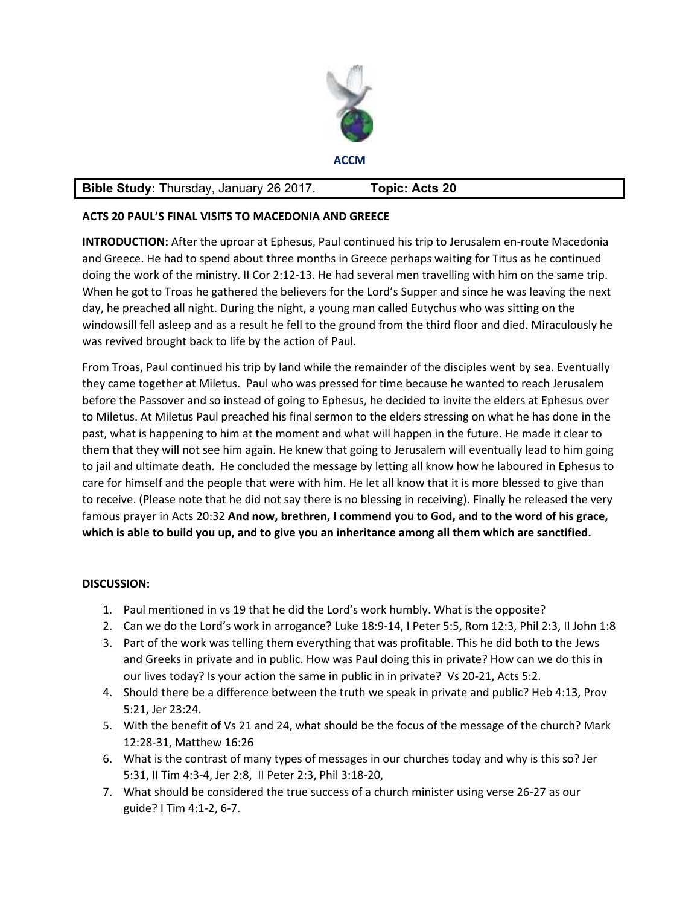**ACCM**

| **Bible Study:** Thursday, January 26 2017. | **Topic: Acts 20** |
| --- | --- |

**ACTS 20 PAUL'S FINAL VISITS TO MACEDONIA AND GREECE**

**INTRODUCTION:** After the uproar at Ephesus, Paul continued his trip to Jerusalem en-route Macedonia and Greece. He had to spend about three months in Greece perhaps waiting for Titus as he continued doing the work of the ministry. II Cor 2:12-13. He had several men travelling with him on the same trip. When he got to Troas he gathered the believers for the Lord's Supper and since he was leaving the next day, he preached all night. During the night, a young man called Eutychus who was sitting on the windowsill fell asleep and as a result he fell to the ground from the third floor and died. Miraculously he was revived brought back to life by the action of Paul.

From Troas, Paul continued his trip by land while the remainder of the disciples went by sea. Eventually they came together at Miletus. Paul who was pressed for time because he wanted to reach Jerusalem before the Passover and so instead of going to Ephesus, he decided to invite the elders at Ephesus over to Miletus. At Miletus Paul preached his final sermon to the elders stressing on what he has done in the past, what is happening to him at the moment and what will happen in the future. He made it clear to them that they will not see him again. He knew that going to Jerusalem will eventually lead to him going to jail and ultimate death. He concluded the message by letting all know how he laboured in Ephesus to care for himself and the people that were with him. He let all know that it is more blessed to give than to receive. (Please note that he did not say there is no blessing in receiving). Finally he released the very famous prayer in Acts 20:32 **And now, brethren, I commend you to God, and to the word of his grace, which is able to build you up, and to give you an inheritance among all them which are sanctified.**

**DISCUSSION:**

1. Paul mentioned in vs 19 that he did the Lord's work humbly. What is the opposite?
2. Can we do the Lord's work in arrogance? Luke 18:9-14, I Peter 5:5, Rom 12:3, Phil 2:3, II John 1:8
3. Part of the work was telling them everything that was profitable. This he did both to the Jews and Greeks in private and in public. How was Paul doing this in private? How can we do this in our lives today? Is your action the same in public in in private? Vs 20-21, Acts 5:2.
4. Should there be a difference between the truth we speak in private and public? Heb 4:13, Prov 5:21, Jer 23:24.
5. With the benefit of Vs 21 and 24, what should be the focus of the message of the church? Mark 12:28-31, Matthew 16:26
6. What is the contrast of many types of messages in our churches today and why is this so? Jer 5:31, II Tim 4:3-4, Jer 2:8, II Peter 2:3, Phil 3:18-20,
7. What should be considered the true success of a church minister using verse 26-27 as our guide? I Tim 4:1-2, 6-7.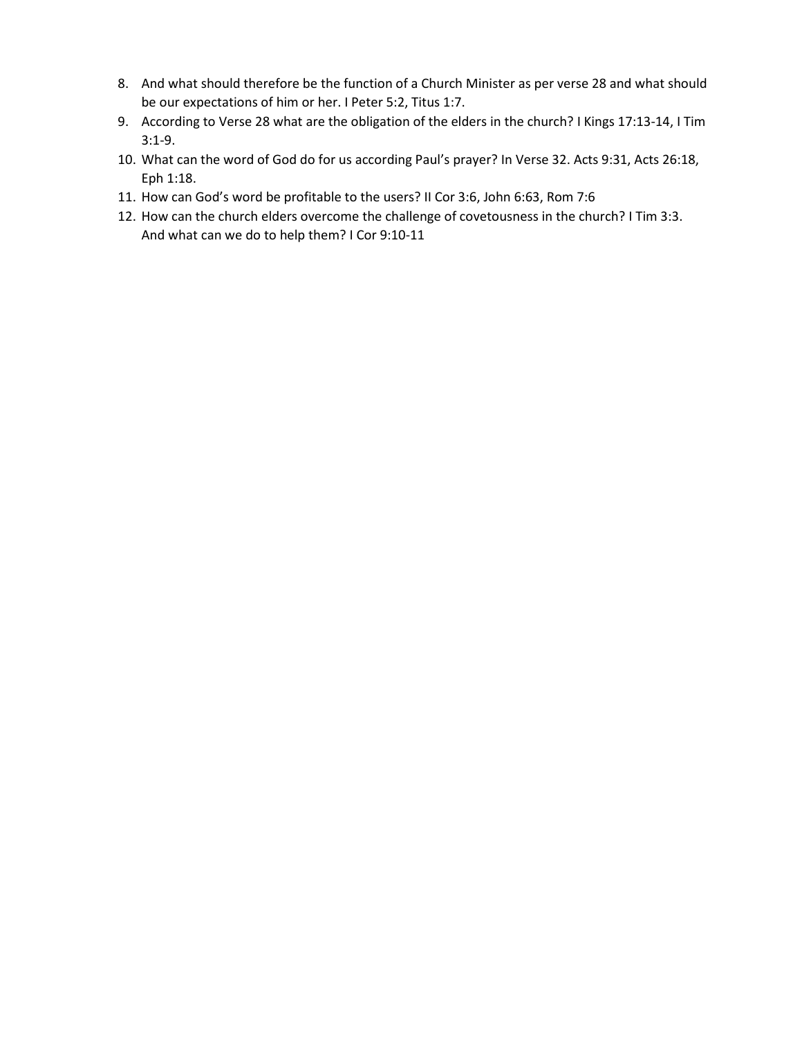8. And what should therefore be the function of a Church Minister as per verse 28 and what should be our expectations of him or her. I Peter 5:2, Titus 1:7.
9. According to Verse 28 what are the obligation of the elders in the church? I Kings 17:13-14, I Tim 3:1-9.
10. What can the word of God do for us according Paul's prayer? In Verse 32. Acts 9:31, Acts 26:18, Eph 1:18.
11. How can God's word be profitable to the users? II Cor 3:6, John 6:63, Rom 7:6
12. How can the church elders overcome the challenge of covetousness in the church? I Tim 3:3. And what can we do to help them? I Cor 9:10-11